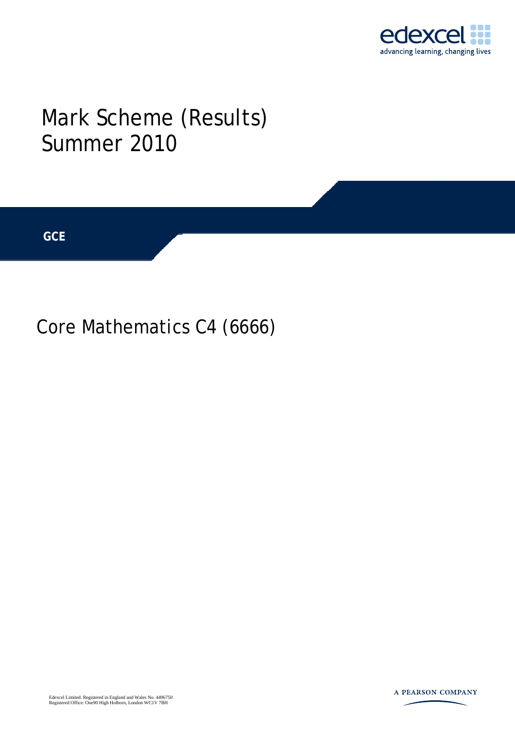edexcel

advancing learning, changing lives

# Mark Scheme (Results)
# Summer 2010

**GCE**

## Core Mathematics C4 (6666)

Edexcel Limited. Registered in England and Wales No. 4496750
Registered Office: One90 High Holborn, London WC1V 7BH

A PEARSON COMPANY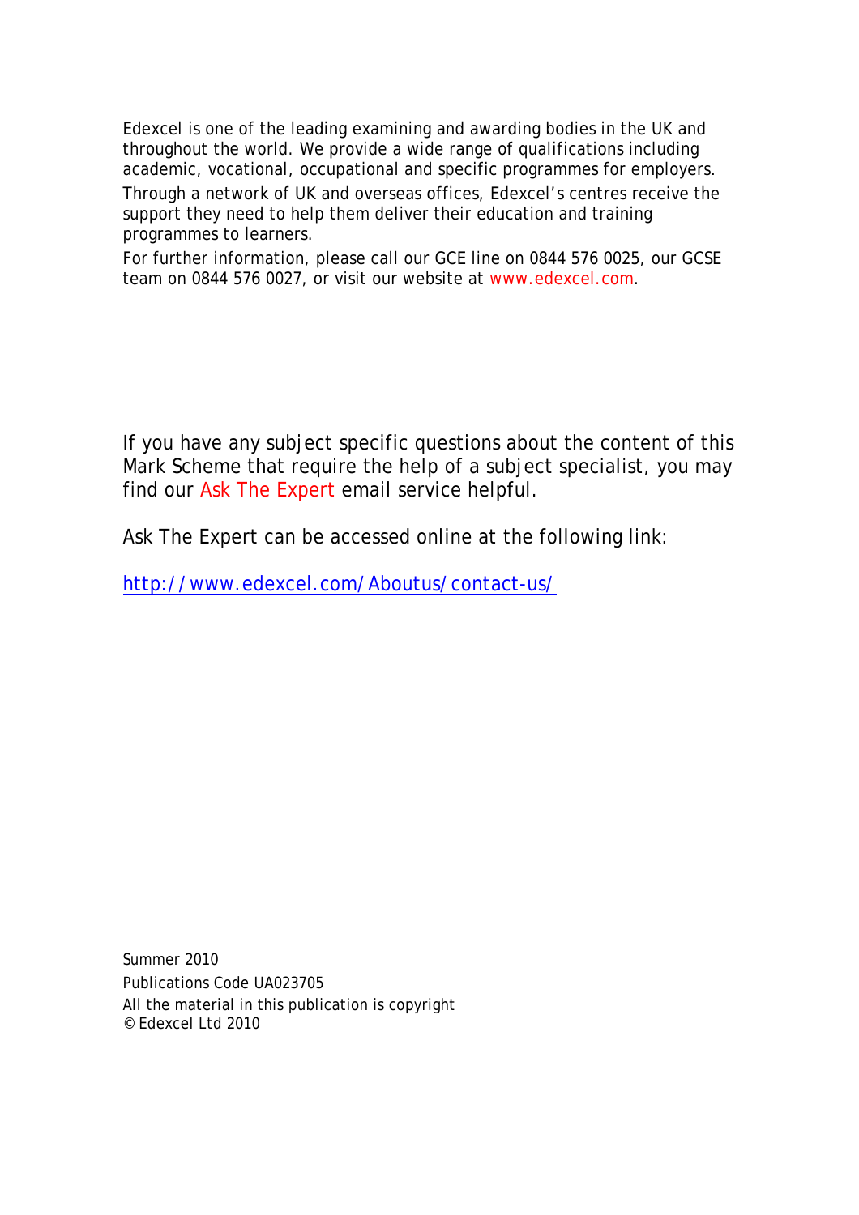Edexcel is one of the leading examining and awarding bodies in the UK and throughout the world. We provide a wide range of qualifications including academic, vocational, occupational and specific programmes for employers.

Through a network of UK and overseas offices, Edexcel's centres receive the support they need to help them deliver their education and training programmes to learners.

For further information, please call our GCE line on 0844 576 0025, our GCSE team on 0844 576 0027, or visit our website at www.edexcel.com.

If you have any subject specific questions about the content of this Mark Scheme that require the help of a subject specialist, you may find our Ask The Expert email service helpful.

Ask The Expert can be accessed online at the following link:

http://www.edexcel.com/Aboutus/contact-us/

Summer 2010

Publications Code UA023705

All the material in this publication is copyright

© Edexcel Ltd 2010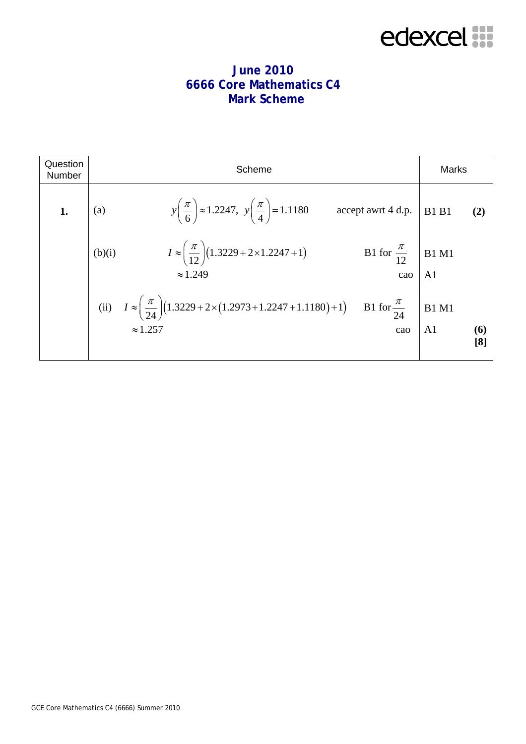# June 2010
# 6666 Core Mathematics C4
# Mark Scheme

| Question Number | Scheme | | Marks | |
|---|---|---|---|---|
| **1.** | (a) $y\left(\frac{\pi}{6}\right) \approx 1.2247,\ y\left(\frac{\pi}{4}\right) = 1.1180$ | accept awrt 4 d.p. | B1 B1 | **(2)** |
| | (b)(i) $I \approx \left(\frac{\pi}{12}\right)\left(1.3229 + 2\times 1.2247 + 1\right)$ | B1 for $\frac{\pi}{12}$ | B1 M1 | |
| | $\approx 1.249$ | cao | A1 | |
| | (ii) $I \approx \left(\frac{\pi}{24}\right)\left(1.3229 + 2\times\left(1.2973 + 1.2247 + 1.1180\right) + 1\right)$ | B1 for $\frac{\pi}{24}$ | B1 M1 | |
| | $\approx 1.257$ | cao | A1 | **(6)** **[8]** |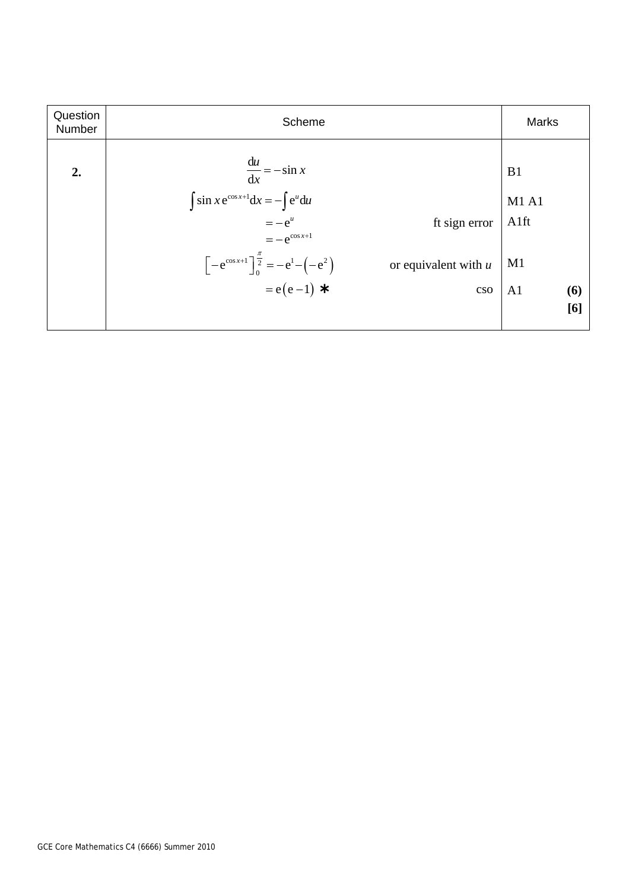| Question Number | Scheme | | Marks | |
|---|---|---|---|---|
| **2.** | $\dfrac{\mathrm{d}u}{\mathrm{d}x} = -\sin x$ | | B1 | |
| | $\int \sin x\, \mathrm{e}^{\cos x+1}\mathrm{d}x = -\int \mathrm{e}^{u}\mathrm{d}u$ | | M1 A1 | |
| | $= -\mathrm{e}^{u}$ | ft sign error | A1ft | |
| | $= -\mathrm{e}^{\cos x+1}$ | | | |
| | $\left[-\mathrm{e}^{\cos x+1}\right]_0^{\frac{\pi}{2}} = -\mathrm{e}^{1} - \left(-\mathrm{e}^{2}\right)$ | or equivalent with $u$ | M1 | |
| | $= \mathrm{e}\left(\mathrm{e}-1\right)$ * | cso | A1 | **(6)** |
| | | | | **[6]** |

GCE Core Mathematics C4 (6666) Summer 2010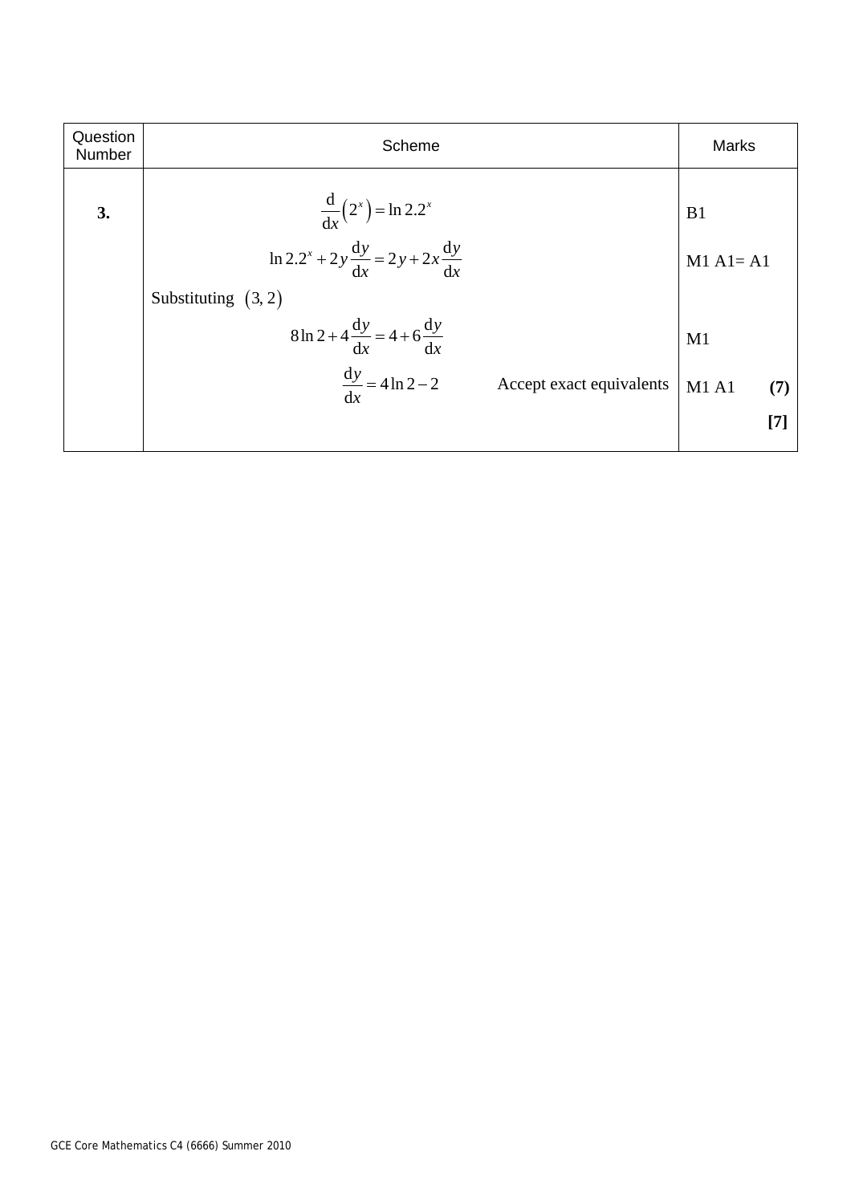| Question Number | Scheme | Marks |
| --- | --- | --- |
| **3.** | $\frac{\mathrm{d}}{\mathrm{d}x}\left(2^x\right) = \ln 2.2^x$ | B1 |
| | $\ln 2.2^x + 2y\frac{\mathrm{d}y}{\mathrm{d}x} = 2y + 2x\frac{\mathrm{d}y}{\mathrm{d}x}$ | M1 A1= A1 |
| | Substituting $(3, 2)$ | |
| | $8\ln 2 + 4\frac{\mathrm{d}y}{\mathrm{d}x} = 4 + 6\frac{\mathrm{d}y}{\mathrm{d}x}$ | M1 |
| | $\frac{\mathrm{d}y}{\mathrm{d}x} = 4\ln 2 - 2$ &nbsp;&nbsp;&nbsp;&nbsp; Accept exact equivalents | M1 A1 **(7)** |
| | | **[7]** |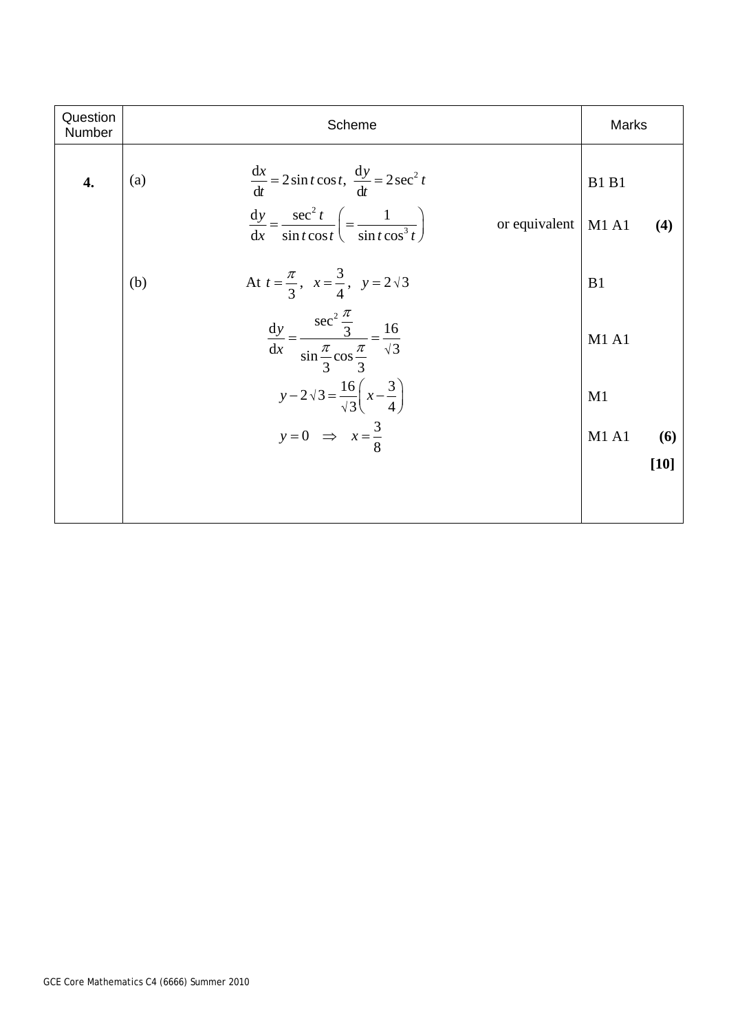| Question Number | Scheme | | Marks | |
|---|---|---|---|---|
| **4.** | (a) $\dfrac{\mathrm{d}x}{\mathrm{d}t} = 2\sin t\cos t,\ \dfrac{\mathrm{d}y}{\mathrm{d}t} = 2\sec^2 t$ | | B1 B1 | |
| | $\dfrac{\mathrm{d}y}{\mathrm{d}x} = \dfrac{\sec^2 t}{\sin t\cos t}\left(= \dfrac{1}{\sin t\cos^3 t}\right)$ | or equivalent | M1 A1 | **(4)** |
| | (b) At $t = \dfrac{\pi}{3},\ \ x = \dfrac{3}{4},\ \ y = 2\sqrt{3}$ | | B1 | |
| | $\dfrac{\mathrm{d}y}{\mathrm{d}x} = \dfrac{\sec^2 \frac{\pi}{3}}{\sin\frac{\pi}{3}\cos\frac{\pi}{3}} = \dfrac{16}{\sqrt{3}}$ | | M1 A1 | |
| | $y - 2\sqrt{3} = \dfrac{16}{\sqrt{3}}\left(x - \dfrac{3}{4}\right)$ | | M1 | |
| | $y = 0 \quad \Rightarrow \quad x = \dfrac{3}{8}$ | | M1 A1 | **(6)** |
| | | | | **[10]** |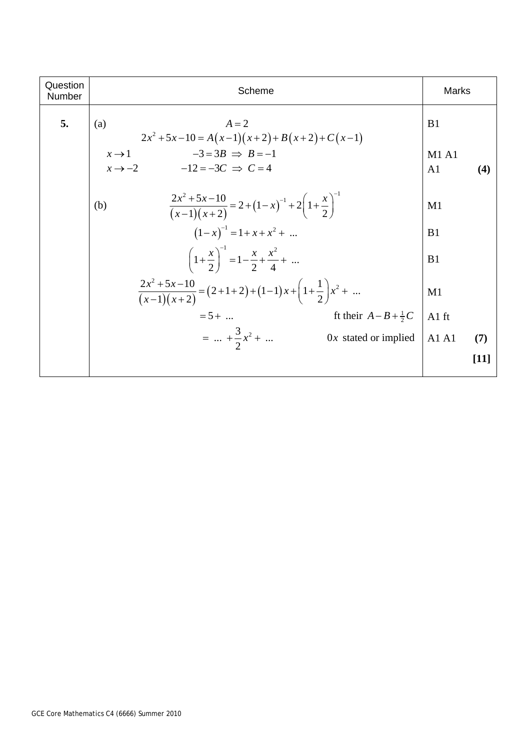| Question Number | Scheme | | Marks | |
|---|---|---|---|---|
| **5.** | (a) $A = 2$ | | B1 | |
| | $2x^2 + 5x - 10 = A(x-1)(x+2) + B(x+2) + C(x-1)$ | | | |
| | $x \to 1$ $\quad -3 = 3B \Rightarrow B = -1$ | | M1 A1 | |
| | $x \to -2$ $\quad -12 = -3C \Rightarrow C = 4$ | | A1 | **(4)** |
| | (b) $\dfrac{2x^2 + 5x - 10}{(x-1)(x+2)} = 2 + (1-x)^{-1} + 2\left(1 + \dfrac{x}{2}\right)^{-1}$ | | M1 | |
| | $(1-x)^{-1} = 1 + x + x^2 + \ ...$ | | B1 | |
| | $\left(1 + \dfrac{x}{2}\right)^{-1} = 1 - \dfrac{x}{2} + \dfrac{x^2}{4} + \ ...$ | | B1 | |
| | $\dfrac{2x^2 + 5x - 10}{(x-1)(x+2)} = (2+1+2) + (1-1)x + \left(1 + \dfrac{1}{2}\right)x^2 + \ ...$ | | M1 | |
| | $= 5 + \ ...$ | ft their $A - B + \frac{1}{2}C$ | A1 ft | |
| | $= \ ... + \dfrac{3}{2}x^2 + \ ...$ | $0x$ stated or implied | A1 A1 | **(7)** |
| | | | | **[11]** |

GCE Core Mathematics C4 (6666) Summer 2010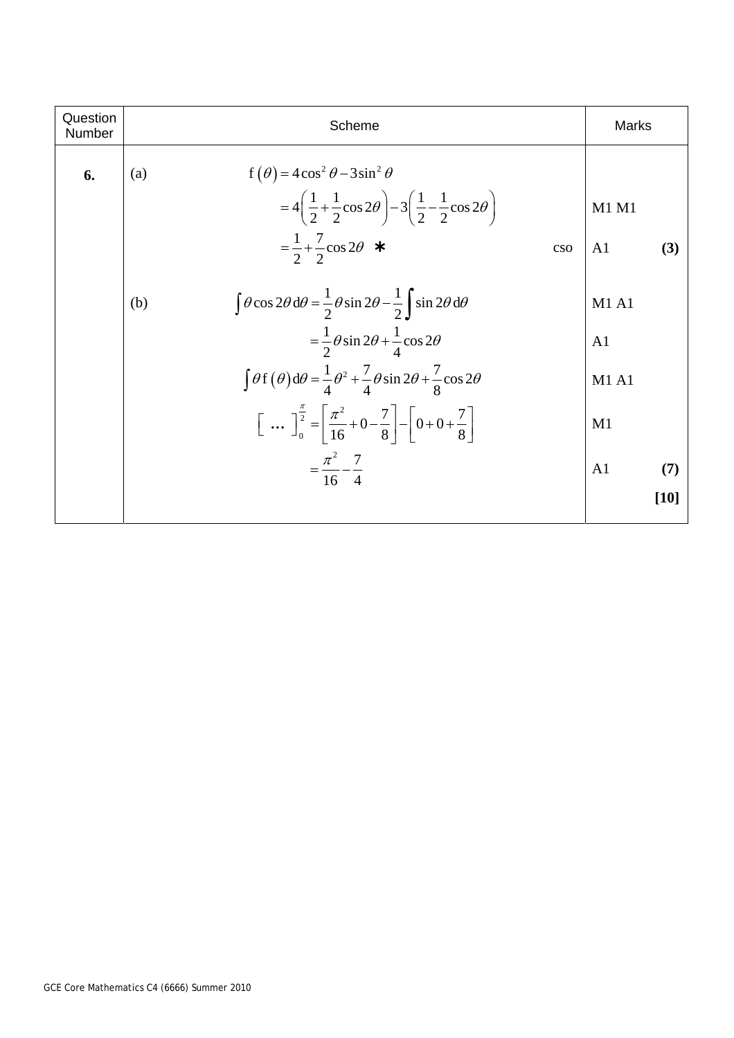| Question Number | Scheme | | Marks | |
|---|---|---|---|---|
| **6.** | (a) $\quad \mathrm{f}(\theta) = 4\cos^2\theta - 3\sin^2\theta$ | | | |
| | $= 4\left(\frac{1}{2} + \frac{1}{2}\cos 2\theta\right) - 3\left(\frac{1}{2} - \frac{1}{2}\cos 2\theta\right)$ | | M1 M1 | |
| | $= \frac{1}{2} + \frac{7}{2}\cos 2\theta \quad *$ | cso | A1 | **(3)** |
| | (b) $\quad \int \theta\cos 2\theta \, \mathrm{d}\theta = \frac{1}{2}\theta\sin 2\theta - \frac{1}{2}\int \sin 2\theta \, \mathrm{d}\theta$ | | M1 A1 | |
| | $= \frac{1}{2}\theta\sin 2\theta + \frac{1}{4}\cos 2\theta$ | | A1 | |
| | $\int \theta\,\mathrm{f}(\theta)\,\mathrm{d}\theta = \frac{1}{4}\theta^2 + \frac{7}{4}\theta\sin 2\theta + \frac{7}{8}\cos 2\theta$ | | M1 A1 | |
| | $\left[\;\ldots\;\right]_0^{\frac{\pi}{2}} = \left[\frac{\pi^2}{16} + 0 - \frac{7}{8}\right] - \left[0 + 0 + \frac{7}{8}\right]$ | | M1 | |
| | $= \frac{\pi^2}{16} - \frac{7}{4}$ | | A1 | **(7)** |
| | | | | **[10]** |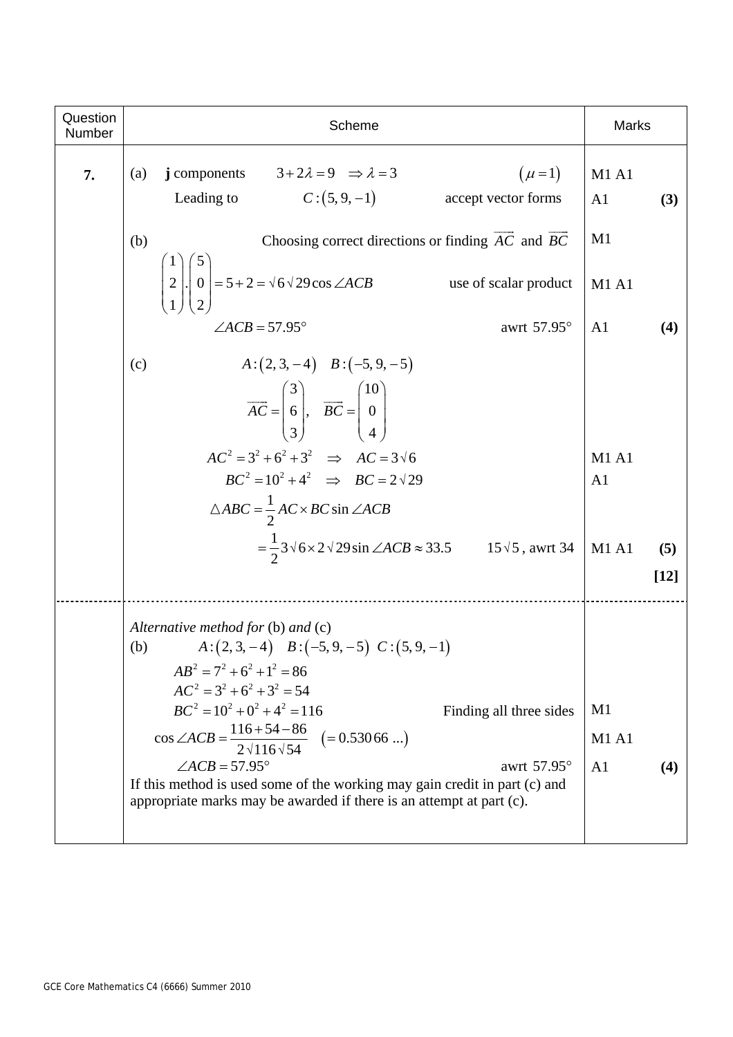| Question Number | Scheme | Marks |
|---|---|---|
| **7.** | (a) **j** components $3+2\lambda = 9 \;\Rightarrow \lambda = 3$ $(\mu = 1)$ | M1 A1 |
| | Leading to $C:(5, 9, -1)$ accept vector forms | A1 **(3)** |
| | (b) Choosing correct directions or finding $\overrightarrow{AC}$ and $\overrightarrow{BC}$ | M1 |
| | $\begin{pmatrix}1\\2\\1\end{pmatrix}.\begin{pmatrix}5\\0\\2\end{pmatrix} = 5+2 = \sqrt{6}\sqrt{29}\cos\angle ACB$ use of scalar product | M1 A1 |
| | $\angle ACB = 57.95°$ awrt $57.95°$ | A1 **(4)** |
| | (c) $A:(2, 3, -4)$ $B:(-5, 9, -5)$ | |
| | $\overrightarrow{AC} = \begin{pmatrix}3\\6\\3\end{pmatrix}$, $\overrightarrow{BC} = \begin{pmatrix}10\\0\\4\end{pmatrix}$ | |
| | $AC^2 = 3^2+6^2+3^2 \;\Rightarrow\; AC = 3\sqrt{6}$ | M1 A1 |
| | $BC^2 = 10^2+4^2 \;\Rightarrow\; BC = 2\sqrt{29}$ | A1 |
| | $\triangle ABC = \frac{1}{2}AC \times BC \sin\angle ACB$ | |
| | $= \frac{1}{2}3\sqrt{6}\times 2\sqrt{29}\sin\angle ACB \approx 33.5$ $15\sqrt{5}$, awrt 34 | M1 A1 **(5)** |
| | | **[12]** |
| | *Alternative method for* (b) *and* (c) | |
| | (b) $A:(2, 3, -4)$ $B:(-5, 9, -5)$ $C:(5, 9, -1)$ | |
| | $AB^2 = 7^2+6^2+1^2 = 86$ | |
| | $AC^2 = 3^2+6^2+3^2 = 54$ | |
| | $BC^2 = 10^2+0^2+4^2 = 116$ Finding all three sides | M1 |
| | $\cos\angle ACB = \frac{116+54-86}{2\sqrt{116}\sqrt{54}}$ $(= 0.530\,66\ \ldots)$ | M1 A1 |
| | $\angle ACB = 57.95°$ awrt $57.95°$ | A1 **(4)** |
| | If this method is used some of the working may gain credit in part (c) and appropriate marks may be awarded if there is an attempt at part (c). | |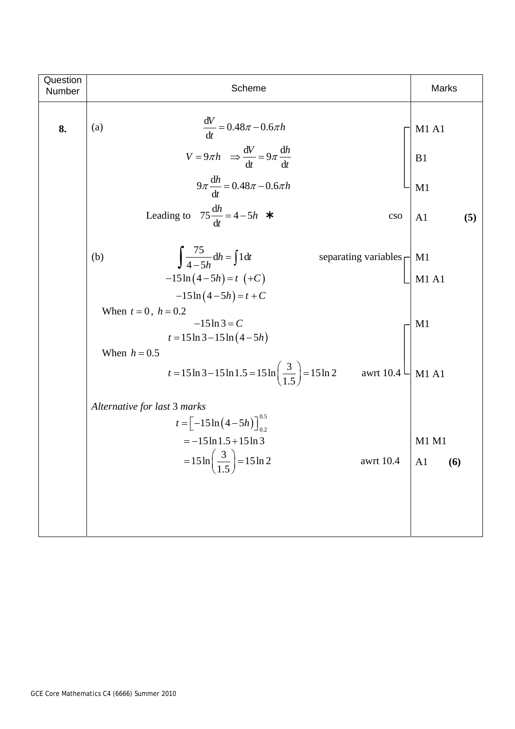| Question Number | Scheme | Marks |
|---|---|---|
| **8.** | (a) $\dfrac{dV}{dt} = 0.48\pi - 0.6\pi h$ | M1 A1 |
| | $V = 9\pi h \quad \Rightarrow \dfrac{dV}{dt} = 9\pi \dfrac{dh}{dt}$ | B1 |
| | $9\pi \dfrac{dh}{dt} = 0.48\pi - 0.6\pi h$ | M1 |
| | Leading to $\quad 75\dfrac{dh}{dt} = 4 - 5h$ ∗ cso | A1 **(5)** |
| | (b) $\displaystyle\int \frac{75}{4-5h}\,dh = \int 1\,dt$ separating variables | M1 |
| | $-15\ln(4-5h) = t \ (+C)$ | M1 A1 |
| | $-15\ln(4-5h) = t + C$ | |
| | When $t = 0$, $h = 0.2$ | |
| | $-15\ln 3 = C$ | M1 |
| | $t = 15\ln 3 - 15\ln(4-5h)$ | |
| | When $h = 0.5$ | |
| | $t = 15\ln 3 - 15\ln 1.5 = 15\ln\left(\dfrac{3}{1.5}\right) = 15\ln 2$ awrt 10.4 | M1 A1 |
| | *Alternative for last 3 marks* | |
| | $t = \left[-15\ln(4-5h)\right]_{0.2}^{0.5}$ | |
| | $= -15\ln 1.5 + 15\ln 3$ | M1 M1 |
| | $= 15\ln\left(\dfrac{3}{1.5}\right) = 15\ln 2$ awrt 10.4 | A1 **(6)** |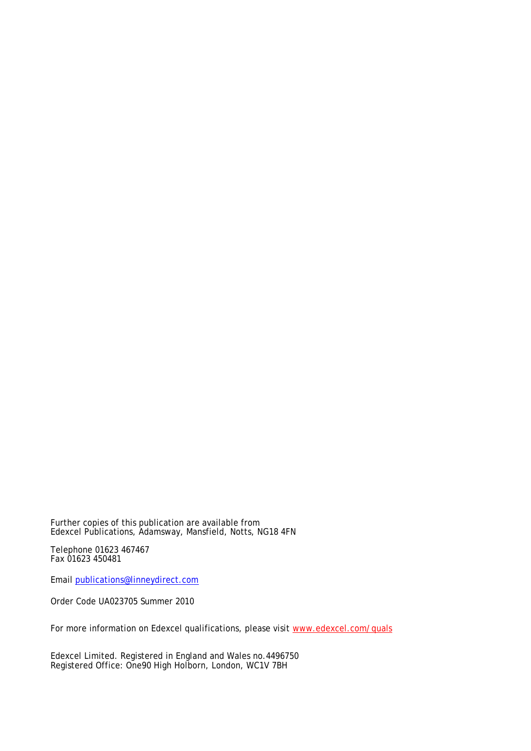Further copies of this publication are available from
Edexcel Publications, Adamsway, Mansfield, Notts, NG18 4FN

Telephone 01623 467467
Fax 01623 450481

Email publications@linneydirect.com

Order Code UA023705 Summer 2010

For more information on Edexcel qualifications, please visit www.edexcel.com/quals

Edexcel Limited. Registered in England and Wales no.4496750
Registered Office: One90 High Holborn, London, WC1V 7BH